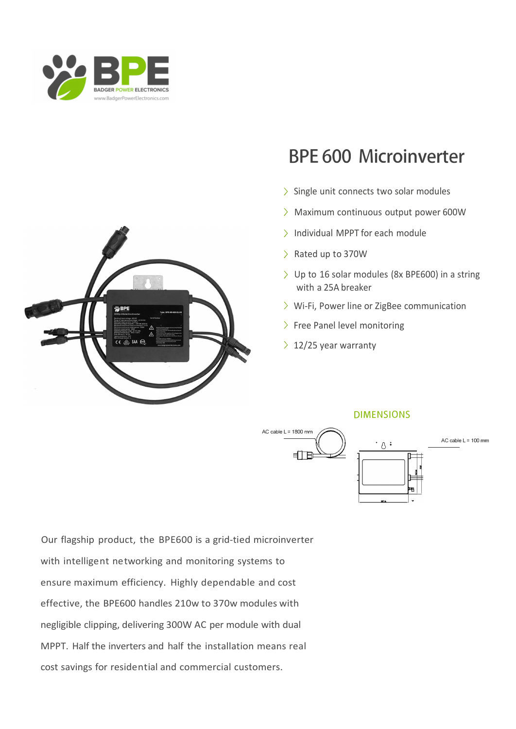# BPE 600 Microinverter

- Single unit connects two solar modules
- Maximum continuous output power 600W
- Individual MPPT for each module
- Rated up to 370W
- Up to 16 solar modules (8x BPE600) in a string with a 25A breaker
- Wi-Fi, Power line or ZigBee communication
- Free Panel level monitoring
- 12/25 year warranty

## DIMENSIONS

AC cable L = 1800 mm

AC cable L = 100 mm

Our flagship product, the BPE600 is a grid-tied microinverter with intelligent networking and monitoring systems to ensure maximum efficiency. Highly dependable and cost effective, the BPE600 handles 210w to 370w modules with negligible clipping, delivering 300W AC per module with dual MPPT. Half the inverters and half the installation means real cost savings for residential and commercial customers.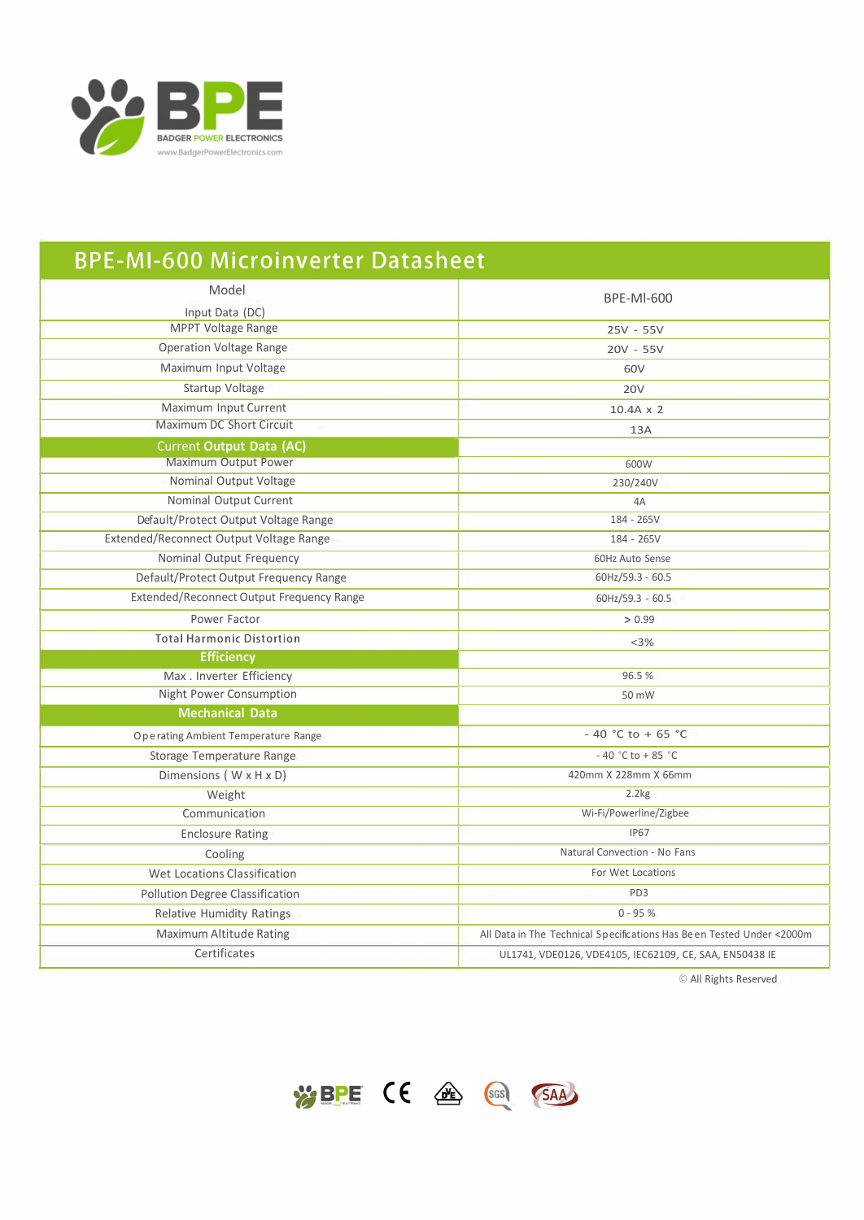BPE
BADGER POWER ELECTRONICS
www.BadgerPowerElectronics.com

# BPE-MI-600 Microinverter Datasheet

| Model | BPE-MI-600 |
|---|---|
| Input Data (DC) | |
| MPPT Voltage Range | 25V - 55V |
| Operation Voltage Range | 20V - 55V |
| Maximum Input Voltage | 60V |
| Startup Voltage | 20V |
| Maximum Input Current | 10.4A x 2 |
| Maximum DC Short Circuit | 13A |
| **Current Output Data (AC)** | |
| Maximum Output Power | 600W |
| Nominal Output Voltage | 230/240V |
| Nominal Output Current | 4A |
| Default/Protect Output Voltage Range | 184 - 265V |
| Extended/Reconnect Output Voltage Range | 184 - 265V |
| Nominal Output Frequency | 60Hz Auto Sense |
| Default/Protect Output Frequency Range | 60Hz/59.3 - 60.5 |
| Extended/Reconnect Output Frequency Range | 60Hz/59.3 - 60.5 |
| Power Factor | > 0.99 |
| Total Harmonic Distortion | <3% |
| **Efficiency** | |
| Max . Inverter Efficiency | 96.5 % |
| Night Power Consumption | 50 mW |
| **Mechanical Data** | |
| Operating Ambient Temperature Range | - 40 °C to + 65 °C |
| Storage Temperature Range | - 40 °C to + 85 °C |
| Dimensions ( W x H x D) | 420mm X 228mm X 66mm |
| Weight | 2.2kg |
| Communication | Wi-Fi/Powerline/Zigbee |
| Enclosure Rating | IP67 |
| Cooling | Natural Convection - No Fans |
| Wet Locations Classification | For Wet Locations |
| Pollution Degree Classification | PD3 |
| Relative Humidity Ratings | 0 - 95 % |
| Maximum Altitude Rating | All Data in The Technical Specifications Has Been Tested Under <2000m |
| Certificates | UL1741, VDE0126, VDE4105, IEC62109, CE, SAA, EN50438 IE |

© All Rights Reserved